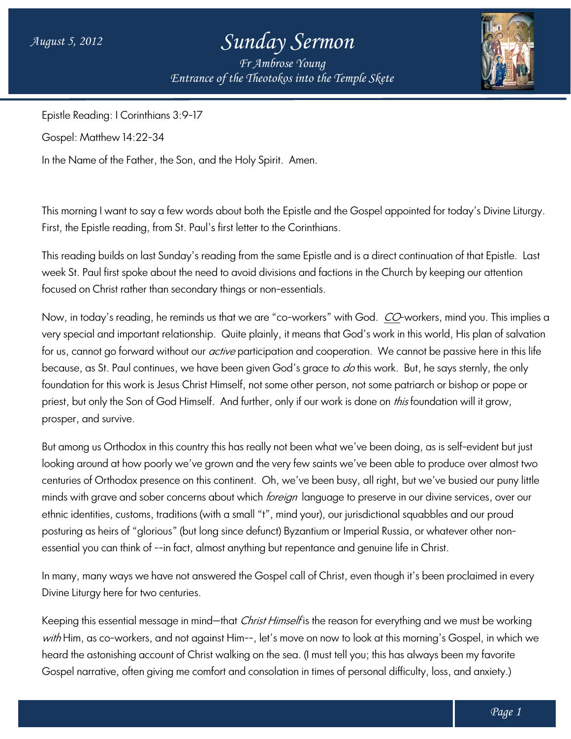# Sunday Sermon

*Fr Ambrose Young*
*Entrance of the Theotokos into the Temple Skete*

*August 5, 2012*

Epistle Reading: I Corinthians 3:9-17

Gospel: Matthew 14:22-34

In the Name of the Father, the Son, and the Holy Spirit. Amen.

This morning I want to say a few words about both the Epistle and the Gospel appointed for today's Divine Liturgy. First, the Epistle reading, from St. Paul's first letter to the Corinthians.

This reading builds on last Sunday's reading from the same Epistle and is a direct continuation of that Epistle. Last week St. Paul first spoke about the need to avoid divisions and factions in the Church by keeping our attention focused on Christ rather than secondary things or non-essentials.

Now, in today's reading, he reminds us that we are "co-workers" with God. *CO*-workers, mind you. This implies a very special and important relationship. Quite plainly, it means that God's work in this world, His plan of salvation for us, cannot go forward without our *active* participation and cooperation. We cannot be passive here in this life because, as St. Paul continues, we have been given God's grace to *do* this work. But, he says sternly, the only foundation for this work is Jesus Christ Himself, not some other person, not some patriarch or bishop or pope or priest, but only the Son of God Himself. And further, only if our work is done on *this* foundation will it grow, prosper, and survive.

But among us Orthodox in this country this has really not been what we've been doing, as is self-evident but just looking around at how poorly we've grown and the very few saints we've been able to produce over almost two centuries of Orthodox presence on this continent. Oh, we've been busy, all right, but we've busied our puny little minds with grave and sober concerns about which *foreign* language to preserve in our divine services, over our ethnic identities, customs, traditions (with a small "t", mind your), our jurisdictional squabbles and our proud posturing as heirs of "glorious" (but long since defunct) Byzantium or Imperial Russia, or whatever other non-essential you can think of --in fact, almost anything but repentance and genuine life in Christ.

In many, many ways we have not answered the Gospel call of Christ, even though it's been proclaimed in every Divine Liturgy here for two centuries.

Keeping this essential message in mind—that *Christ Himself* is the reason for everything and we must be working *with* Him, as co-workers, and not against Him--, let's move on now to look at this morning's Gospel, in which we heard the astonishing account of Christ walking on the sea. (I must tell you; this has always been my favorite Gospel narrative, often giving me comfort and consolation in times of personal difficulty, loss, and anxiety.)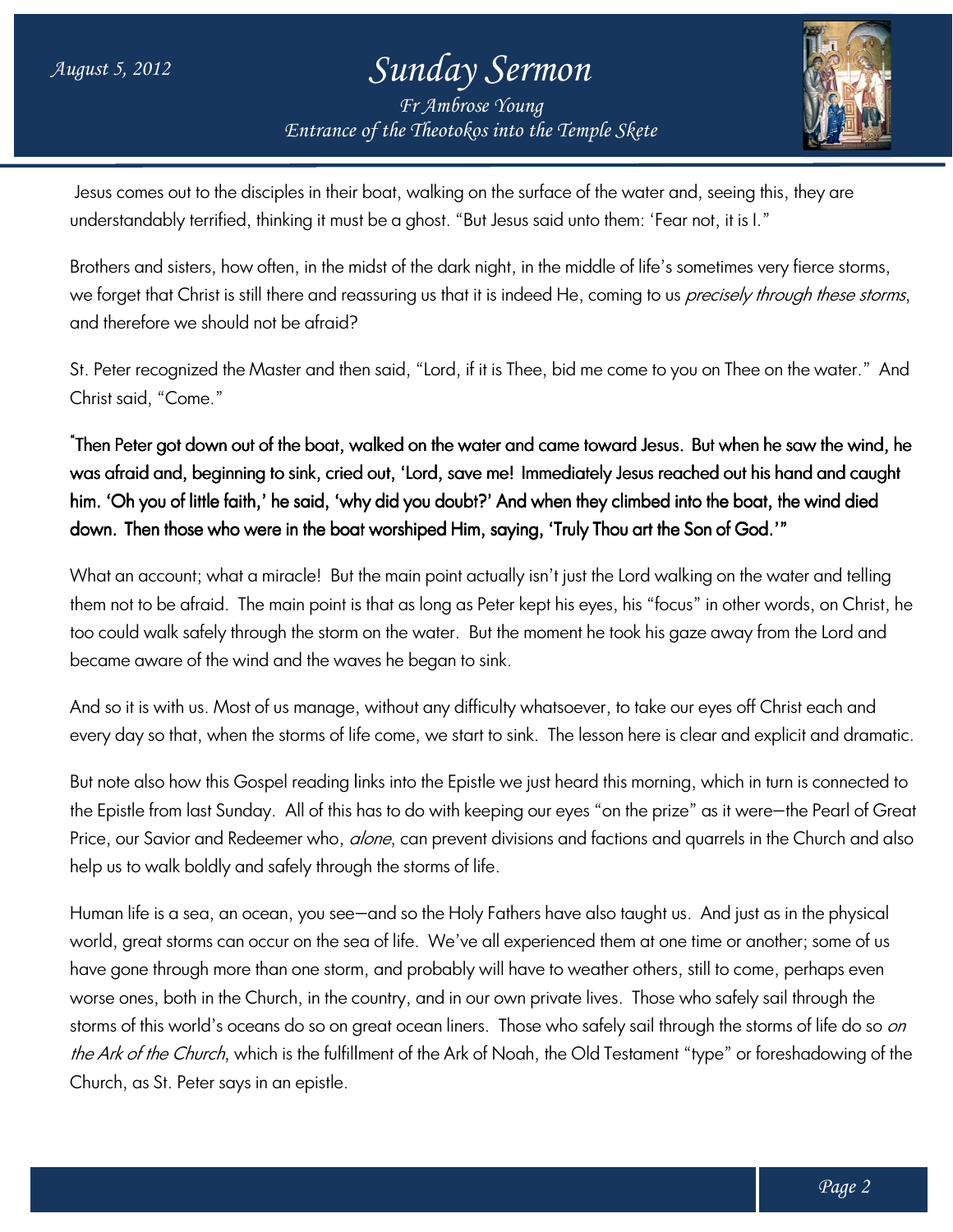Jesus comes out to the disciples in their boat, walking on the surface of the water and, seeing this, they are understandably terrified, thinking it must be a ghost. "But Jesus said unto them: 'Fear not, it is I."

Brothers and sisters, how often, in the midst of the dark night, in the middle of life's sometimes very fierce storms, we forget that Christ is still there and reassuring us that it is indeed He, coming to us *precisely through these storms*, and therefore we should not be afraid?

St. Peter recognized the Master and then said, "Lord, if it is Thee, bid me come to you on Thee on the water." And Christ said, "Come."

**"Then Peter got down out of the boat, walked on the water and came toward Jesus. But when he saw the wind, he was afraid and, beginning to sink, cried out, 'Lord, save me! Immediately Jesus reached out his hand and caught him. 'Oh you of little faith,' he said, 'why did you doubt?' And when they climbed into the boat, the wind died down. Then those who were in the boat worshiped Him, saying, 'Truly Thou art the Son of God.'"**

What an account; what a miracle! But the main point actually isn't just the Lord walking on the water and telling them not to be afraid. The main point is that as long as Peter kept his eyes, his "focus" in other words, on Christ, he too could walk safely through the storm on the water. But the moment he took his gaze away from the Lord and became aware of the wind and the waves he began to sink.

And so it is with us. Most of us manage, without any difficulty whatsoever, to take our eyes off Christ each and every day so that, when the storms of life come, we start to sink. The lesson here is clear and explicit and dramatic.

But note also how this Gospel reading links into the Epistle we just heard this morning, which in turn is connected to the Epistle from last Sunday. All of this has to do with keeping our eyes "on the prize" as it were—the Pearl of Great Price, our Savior and Redeemer who, *alone*, can prevent divisions and factions and quarrels in the Church and also help us to walk boldly and safely through the storms of life.

Human life is a sea, an ocean, you see—and so the Holy Fathers have also taught us. And just as in the physical world, great storms can occur on the sea of life. We've all experienced them at one time or another; some of us have gone through more than one storm, and probably will have to weather others, still to come, perhaps even worse ones, both in the Church, in the country, and in our own private lives. Those who safely sail through the storms of this world's oceans do so on great ocean liners. Those who safely sail through the storms of life do so *on the Ark of the Church*, which is the fulfillment of the Ark of Noah, the Old Testament "type" or foreshadowing of the Church, as St. Peter says in an epistle.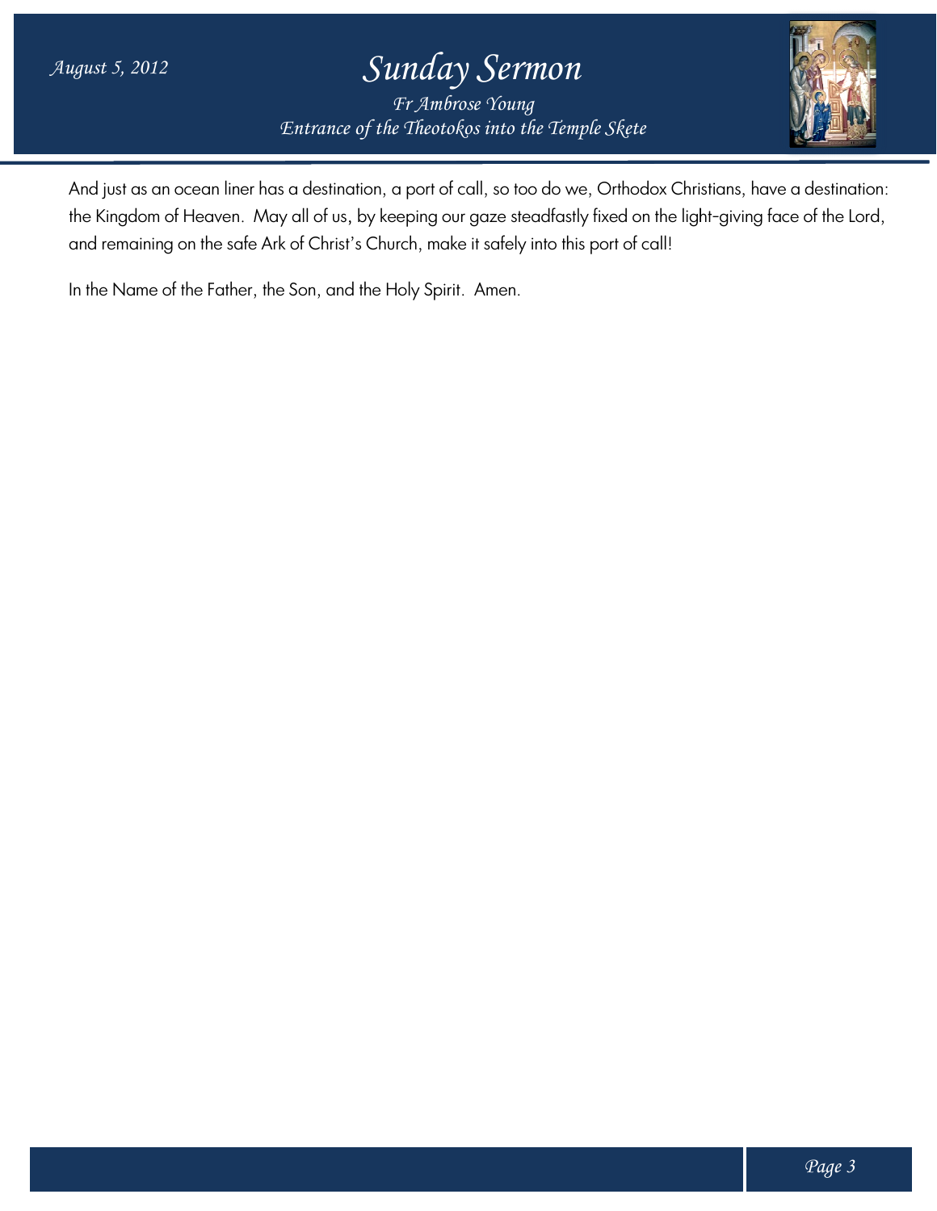And just as an ocean liner has a destination, a port of call, so too do we, Orthodox Christians, have a destination: the Kingdom of Heaven. May all of us, by keeping our gaze steadfastly fixed on the light-giving face of the Lord, and remaining on the safe Ark of Christ's Church, make it safely into this port of call!

In the Name of the Father, the Son, and the Holy Spirit. Amen.